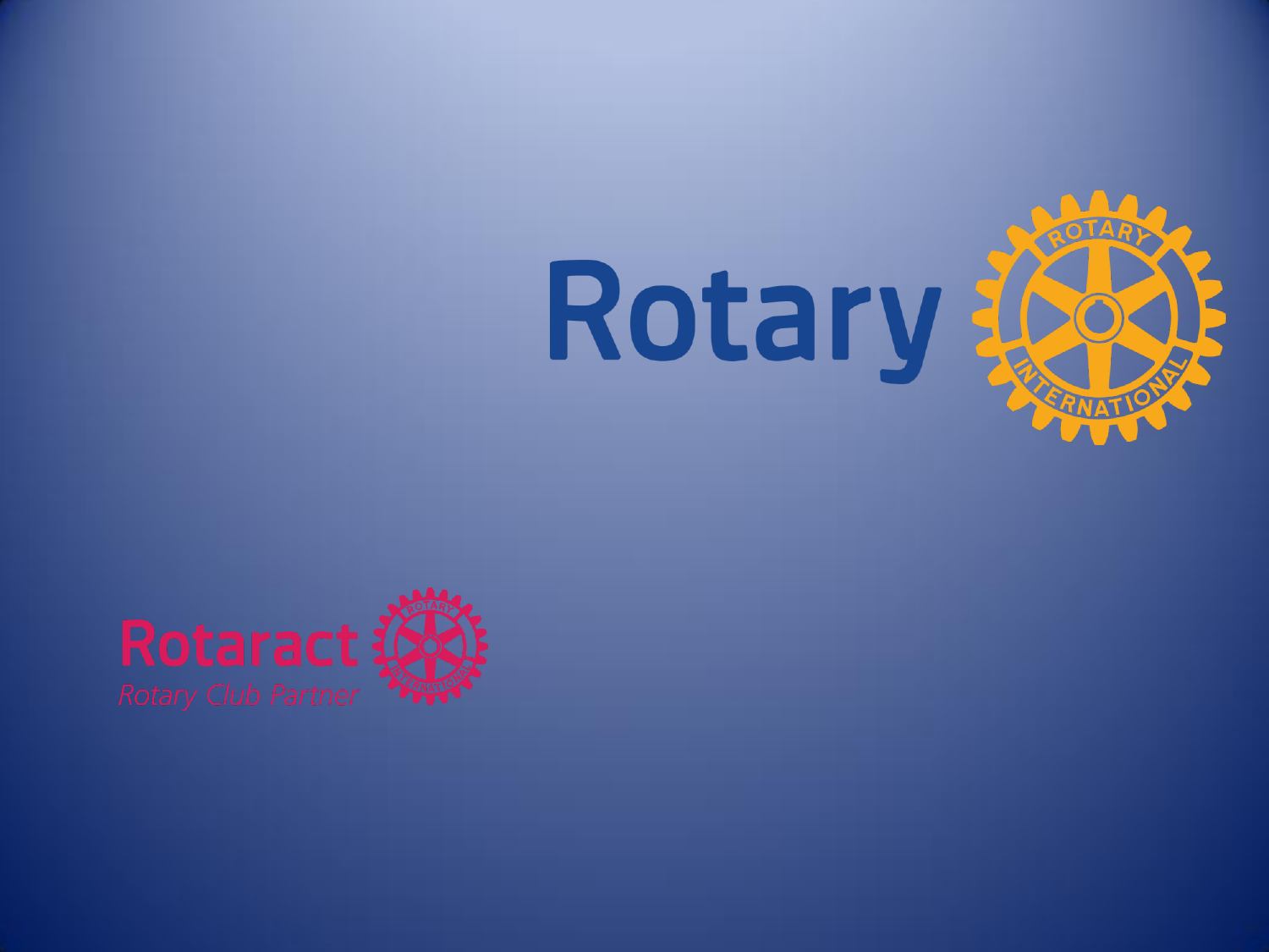Rotary

Rotaract

*Rotary Club Partner*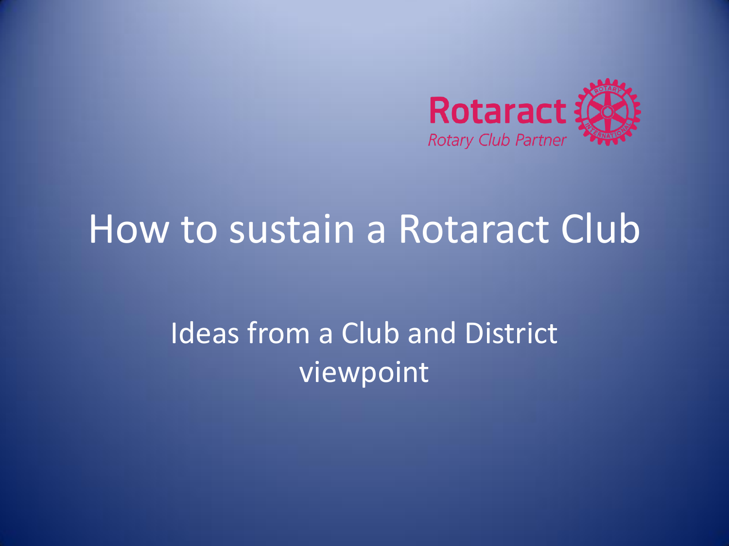Rotaract
Rotary Club Partner

# How to sustain a Rotaract Club

## Ideas from a Club and District viewpoint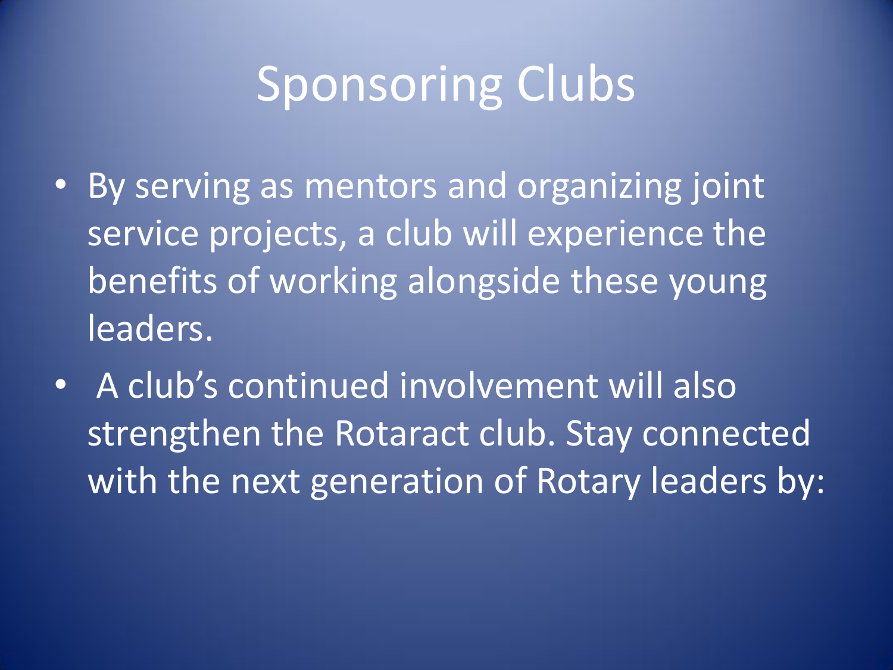# Sponsoring Clubs

- By serving as mentors and organizing joint service projects, a club will experience the benefits of working alongside these young leaders.
- A club's continued involvement will also strengthen the Rotaract club. Stay connected with the next generation of Rotary leaders by: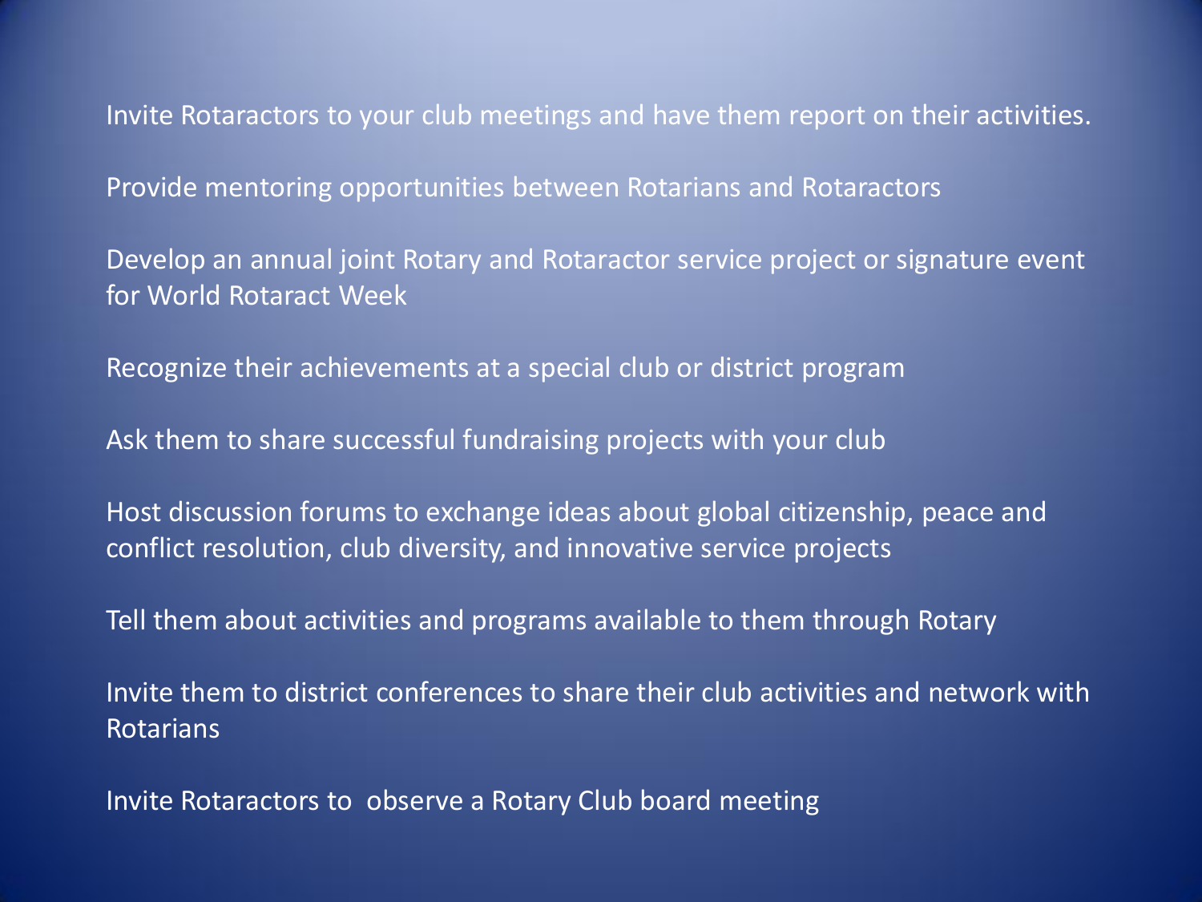Invite Rotaractors to your club meetings and have them report on their activities.

Provide mentoring opportunities between Rotarians and Rotaractors

Develop an annual joint Rotary and Rotaractor service project or signature event for World Rotaract Week

Recognize their achievements at a special club or district program

Ask them to share successful fundraising projects with your club

Host discussion forums to exchange ideas about global citizenship, peace and conflict resolution, club diversity, and innovative service projects

Tell them about activities and programs available to them through Rotary

Invite them to district conferences to share their club activities and network with Rotarians

Invite Rotaractors to observe a Rotary Club board meeting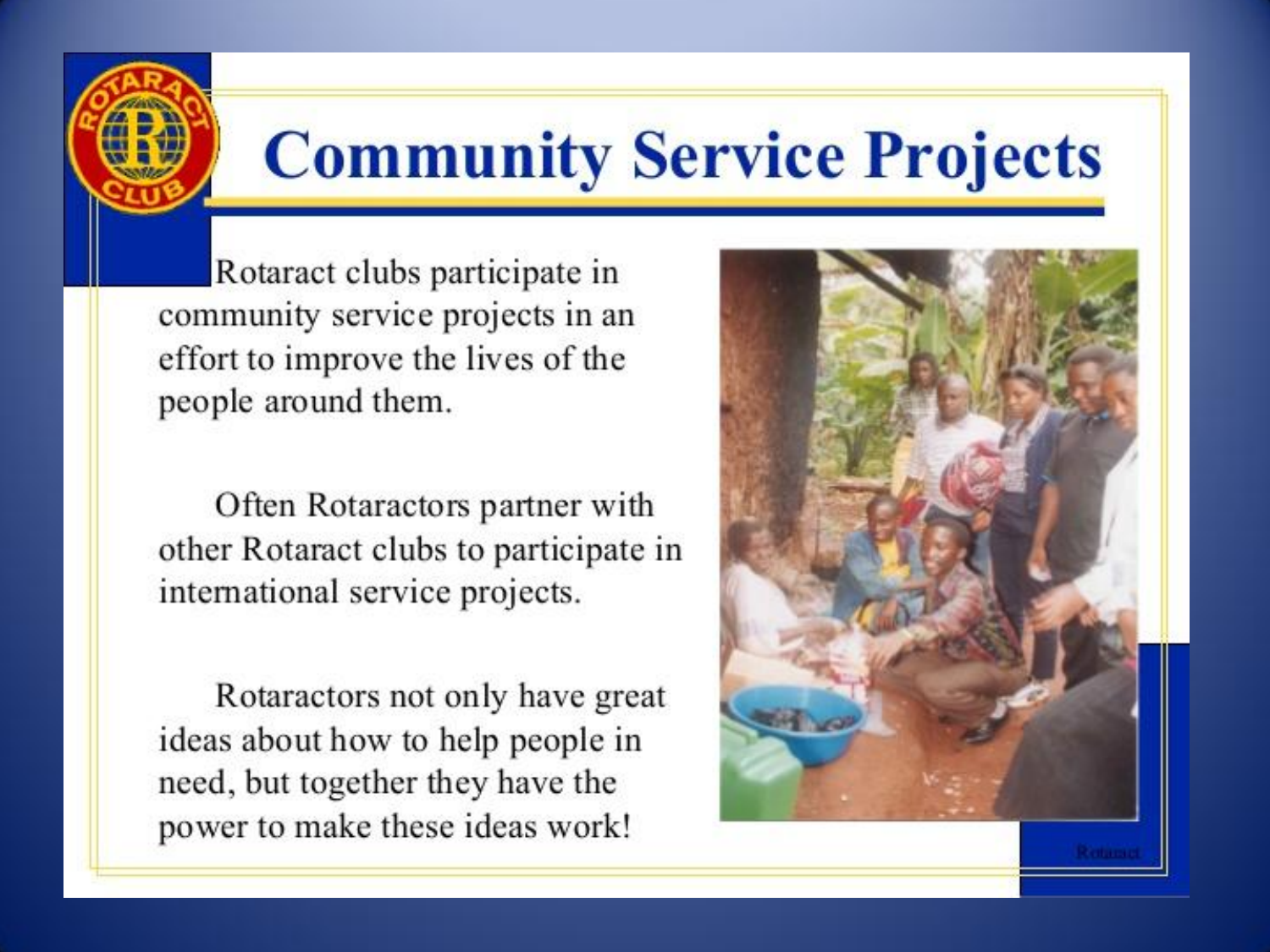# Community Service Projects

Rotaract clubs participate in community service projects in an effort to improve the lives of the people around them.

Often Rotaractors partner with other Rotaract clubs to participate in international service projects.

Rotaractors not only have great ideas about how to help people in need, but together they have the power to make these ideas work!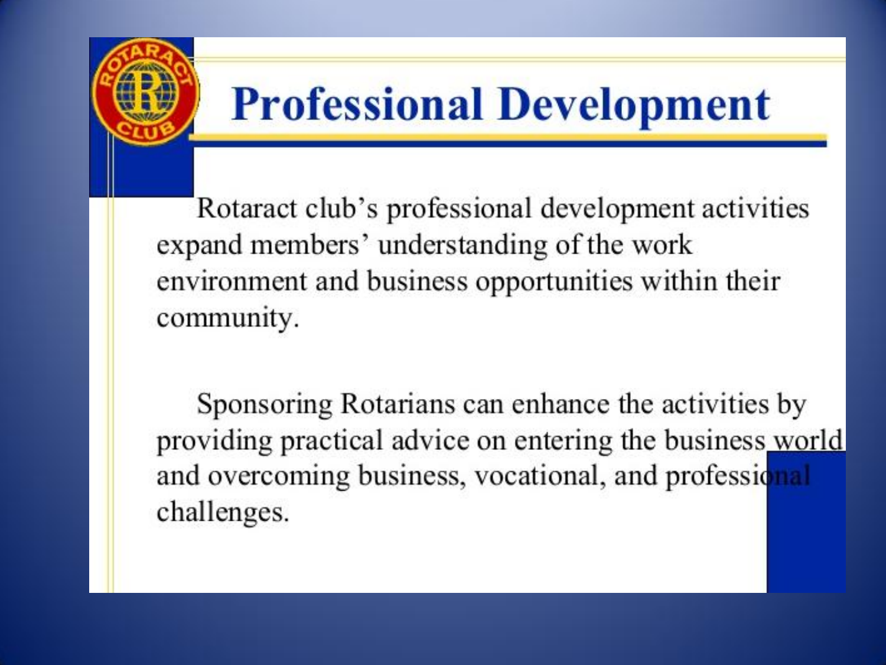# Professional Development

Rotaract club's professional development activities expand members' understanding of the work environment and business opportunities within their community.

Sponsoring Rotarians can enhance the activities by providing practical advice on entering the business world and overcoming business, vocational, and professional challenges.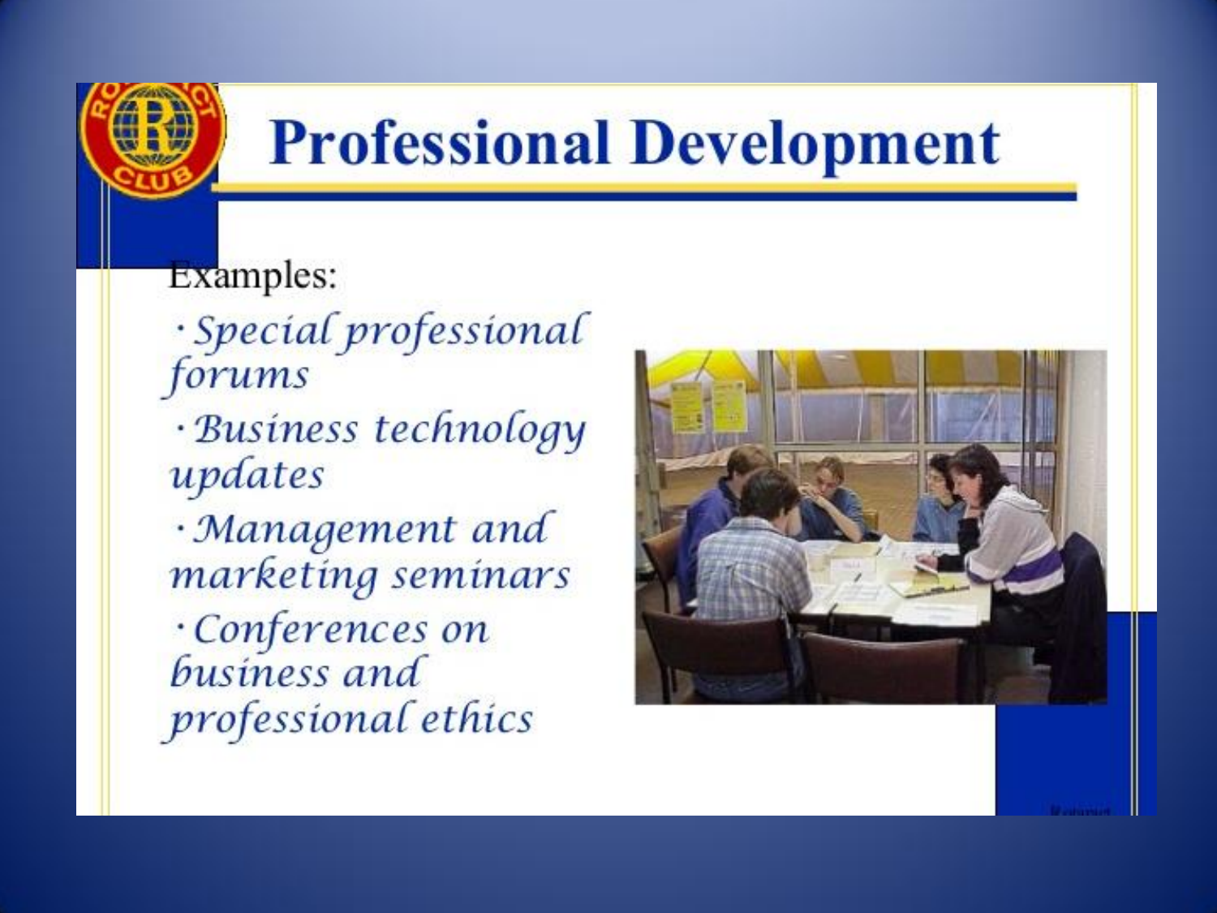# Professional Development

Examples:

- *Special professional forums*
- *Business technology updates*
- *Management and marketing seminars*
- *Conferences on business and professional ethics*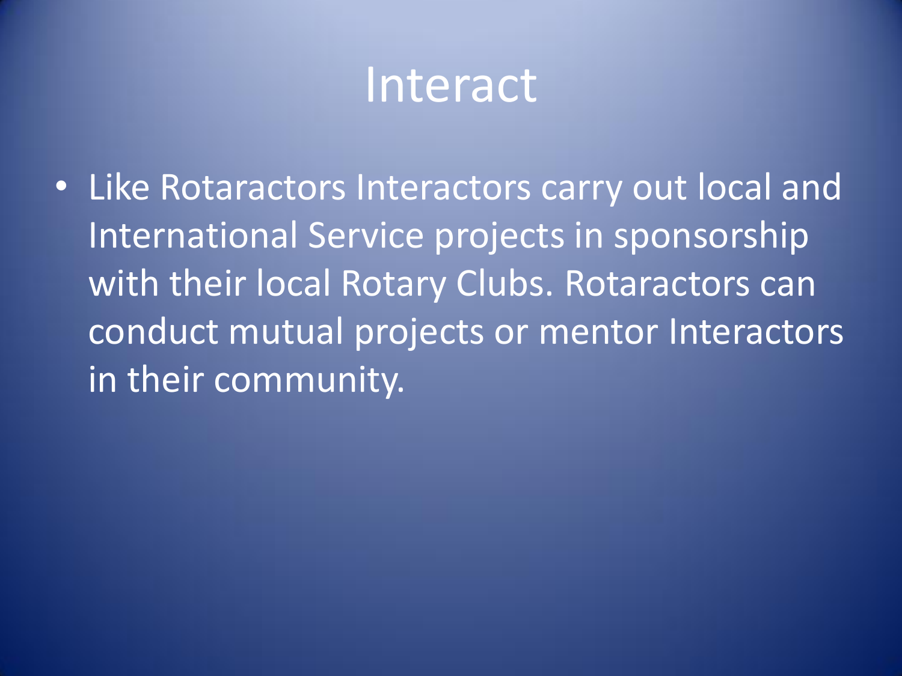# Interact

- Like Rotaractors Interactors carry out local and International Service projects in sponsorship with their local Rotary Clubs. Rotaractors can conduct mutual projects or mentor Interactors in their community.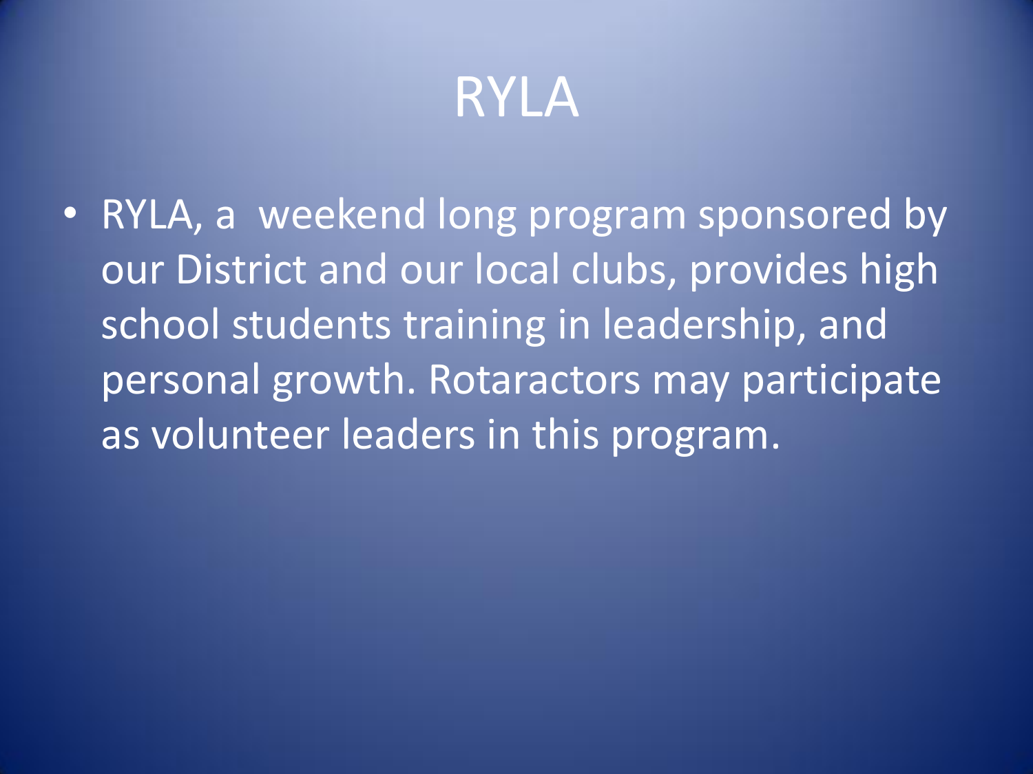# RYLA

- RYLA, a weekend long program sponsored by our District and our local clubs, provides high school students training in leadership, and personal growth. Rotaractors may participate as volunteer leaders in this program.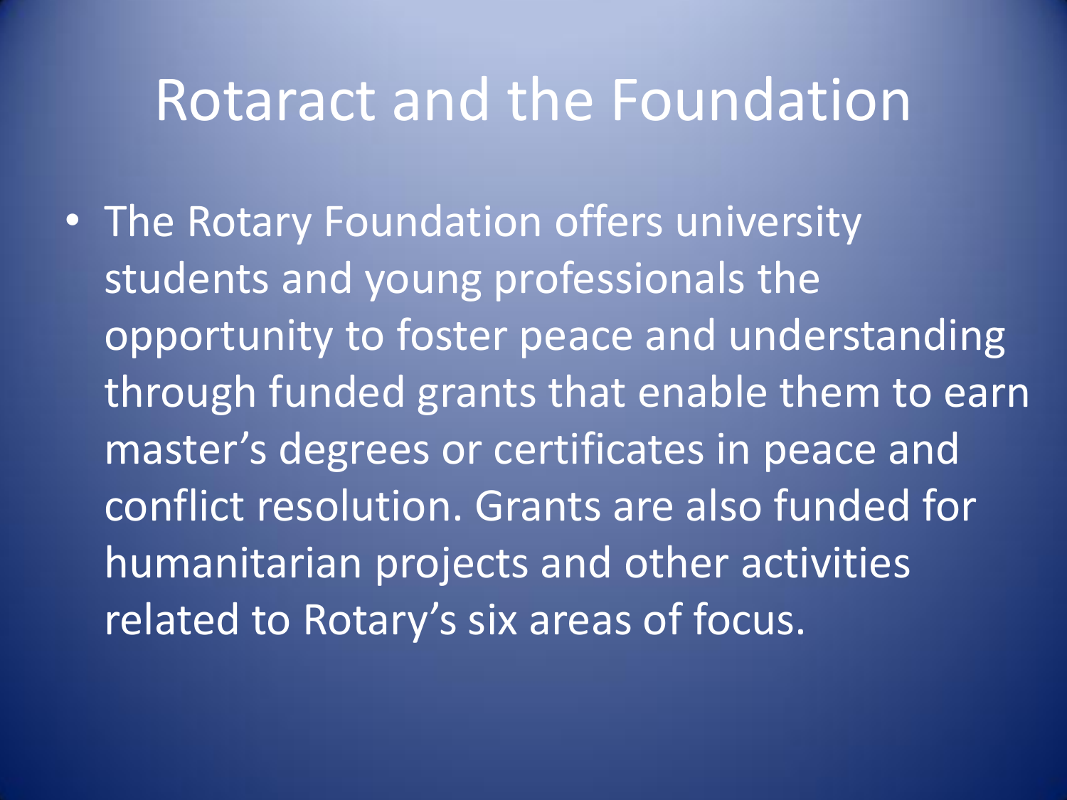# Rotaract and the Foundation

- The Rotary Foundation offers university students and young professionals the opportunity to foster peace and understanding through funded grants that enable them to earn master's degrees or certificates in peace and conflict resolution. Grants are also funded for humanitarian projects and other activities related to Rotary's six areas of focus.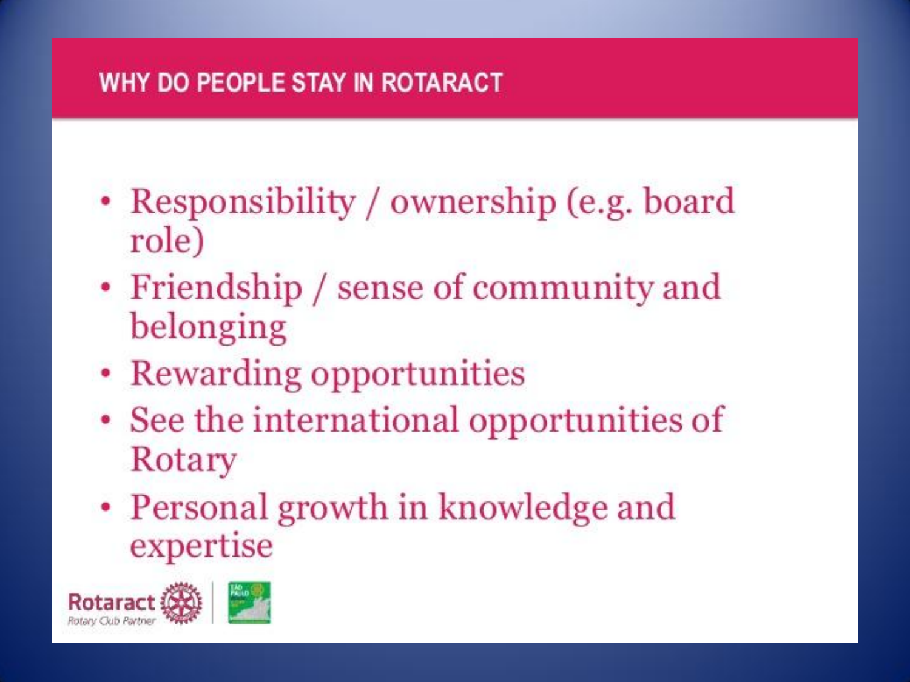## WHY DO PEOPLE STAY IN ROTARACT

- Responsibility / ownership (e.g. board role)
- Friendship / sense of community and belonging
- Rewarding opportunities
- See the international opportunities of Rotary
- Personal growth in knowledge and expertise

Rotaract
Rotary Club Partner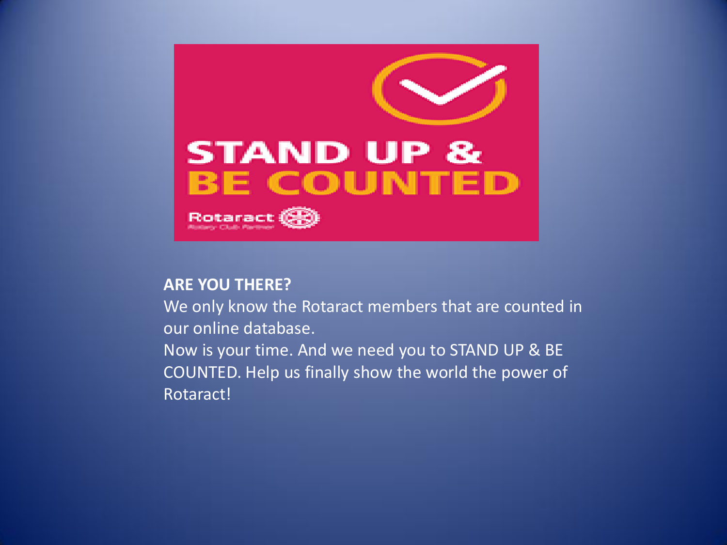STAND UP & BE COUNTED

Rotaract

Rotary Club Partner

**ARE YOU THERE?**

We only know the Rotaract members that are counted in our online database.

Now is your time. And we need you to STAND UP & BE COUNTED. Help us finally show the world the power of Rotaract!